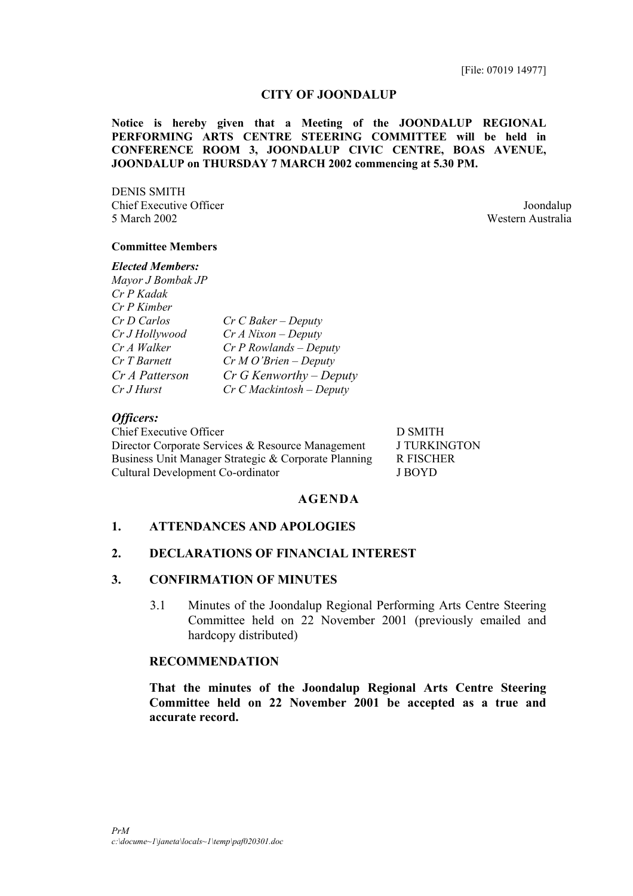[File: 07019 14977]

# CITY OF JOONDALUP

**Notice is hereby given that a Meeting of the JOONDALUP REGIONAL PERFORMING ARTS CENTRE STEERING COMMITTEE will be held in CONFERENCE ROOM 3, JOONDALUP CIVIC CENTRE, BOAS AVENUE, JOONDALUP on THURSDAY 7 MARCH 2002 commencing at 5.30 PM.**

DENIS SMITH
Chief Executive Officer
5 March 2002

Joondalup
Western Australia

**Committee Members**

***Elected Members:***

| | |
|---|---|
| *Mayor J Bombak JP* | |
| *Cr P Kadak* | |
| *Cr P Kimber* | |
| *Cr D Carlos* | *Cr C Baker – Deputy* |
| *Cr J Hollywood* | *Cr A Nixon – Deputy* |
| *Cr A Walker* | *Cr P Rowlands – Deputy* |
| *Cr T Barnett* | *Cr M O'Brien – Deputy* |
| *Cr A Patterson* | *Cr G Kenworthy – Deputy* |
| *Cr J Hurst* | *Cr C Mackintosh – Deputy* |

***Officers:***

| | |
|---|---|
| Chief Executive Officer | D SMITH |
| Director Corporate Services & Resource Management | J TURKINGTON |
| Business Unit Manager Strategic & Corporate Planning | R FISCHER |
| Cultural Development Co-ordinator | J BOYD |

## AGENDA

## 1. ATTENDANCES AND APOLOGIES

## 2. DECLARATIONS OF FINANCIAL INTEREST

## 3. CONFIRMATION OF MINUTES

3.1 Minutes of the Joondalup Regional Performing Arts Centre Steering Committee held on 22 November 2001 (previously emailed and hardcopy distributed)

**RECOMMENDATION**

**That the minutes of the Joondalup Regional Arts Centre Steering Committee held on 22 November 2001 be accepted as a true and accurate record.**

*PrM*
*c:\docume~1\janeta\locals~1\temp\paf020301.doc*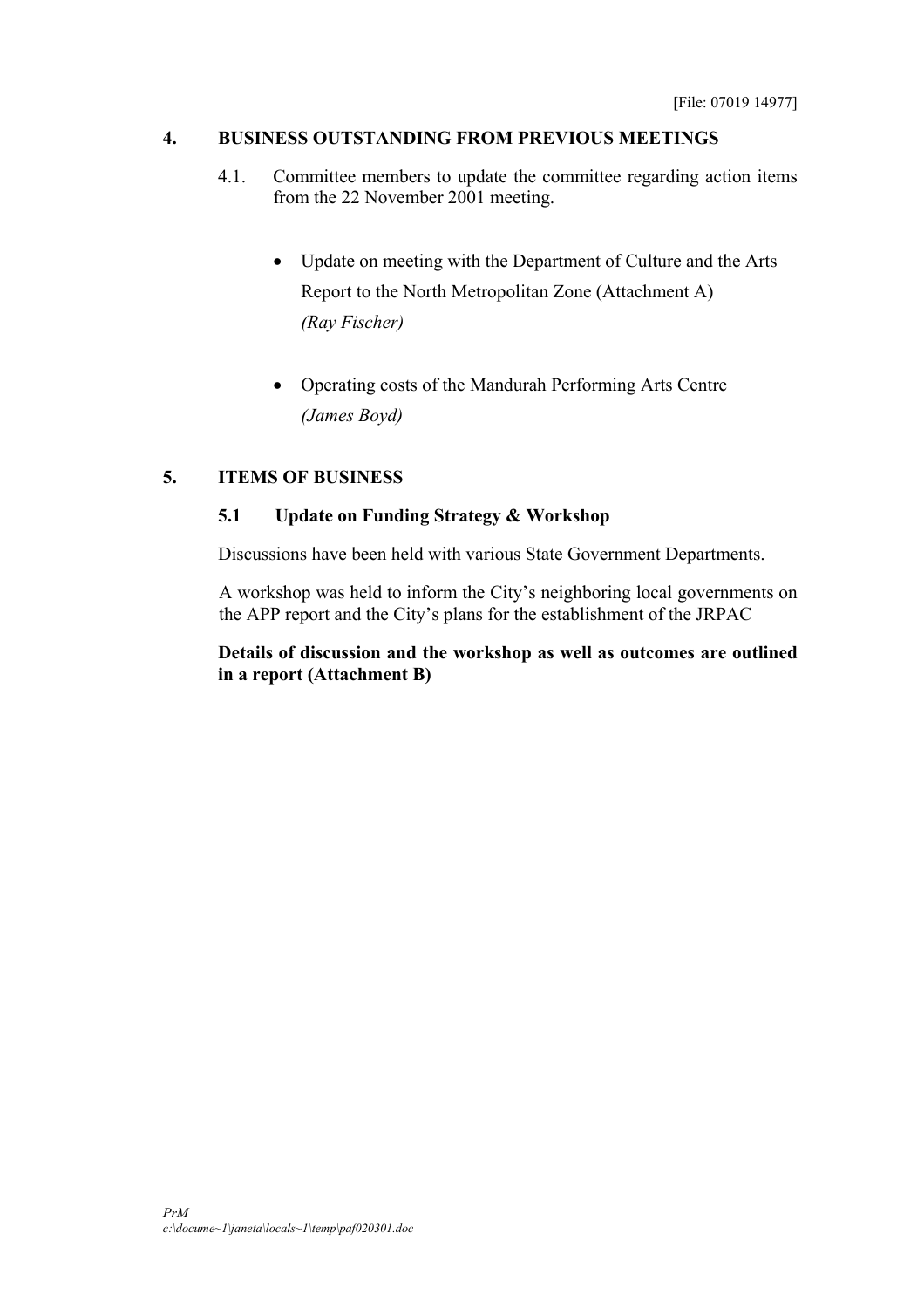[File: 07019 14977]

## 4. BUSINESS OUTSTANDING FROM PREVIOUS MEETINGS

4.1. Committee members to update the committee regarding action items from the 22 November 2001 meeting.

- Update on meeting with the Department of Culture and the Arts Report to the North Metropolitan Zone (Attachment A)
  *(Ray Fischer)*

- Operating costs of the Mandurah Performing Arts Centre
  *(James Boyd)*

## 5. ITEMS OF BUSINESS

### 5.1 Update on Funding Strategy & Workshop

Discussions have been held with various State Government Departments.

A workshop was held to inform the City's neighboring local governments on the APP report and the City's plans for the establishment of the JRPAC

**Details of discussion and the workshop as well as outcomes are outlined in a report (Attachment B)**

*PrM*
*c:\docume~1\janeta\locals~1\temp\paf020301.doc*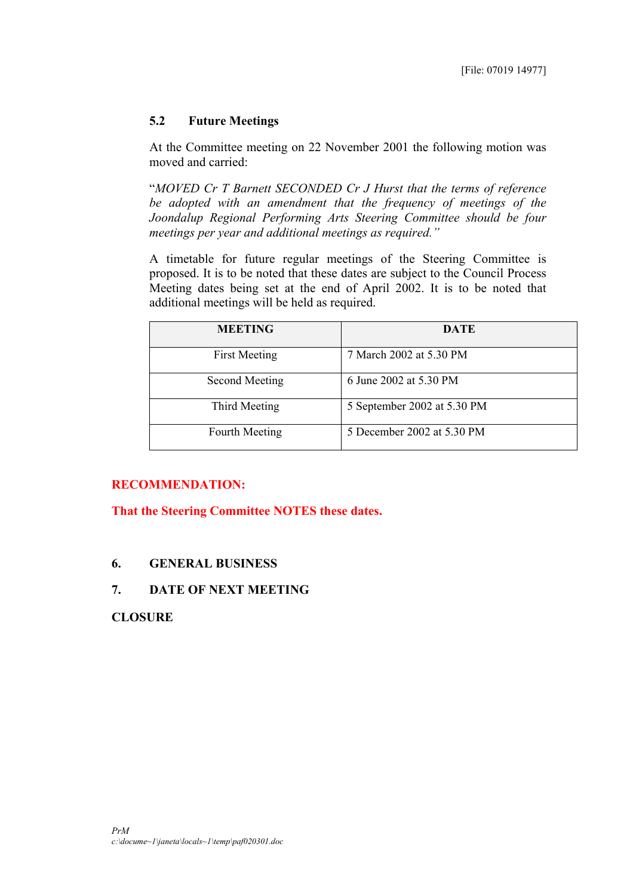[File: 07019 14977]

### 5.2 Future Meetings

At the Committee meeting on 22 November 2001 the following motion was moved and carried:

"*MOVED Cr T Barnett SECONDED Cr J Hurst that the terms of reference be adopted with an amendment that the frequency of meetings of the Joondalup Regional Performing Arts Steering Committee should be four meetings per year and additional meetings as required.*"

A timetable for future regular meetings of the Steering Committee is proposed. It is to be noted that these dates are subject to the Council Process Meeting dates being set at the end of April 2002. It is to be noted that additional meetings will be held as required.

| MEETING | DATE |
|---|---|
| First Meeting | 7 March 2002 at 5.30 PM |
| Second Meeting | 6 June 2002 at 5.30 PM |
| Third Meeting | 5 September 2002 at 5.30 PM |
| Fourth Meeting | 5 December 2002 at 5.30 PM |

**RECOMMENDATION:**

**That the Steering Committee NOTES these dates.**

## 6. GENERAL BUSINESS

## 7. DATE OF NEXT MEETING

## CLOSURE

*PrM*
*c:\docume~1\janeta\locals~1\temp\paf020301.doc*